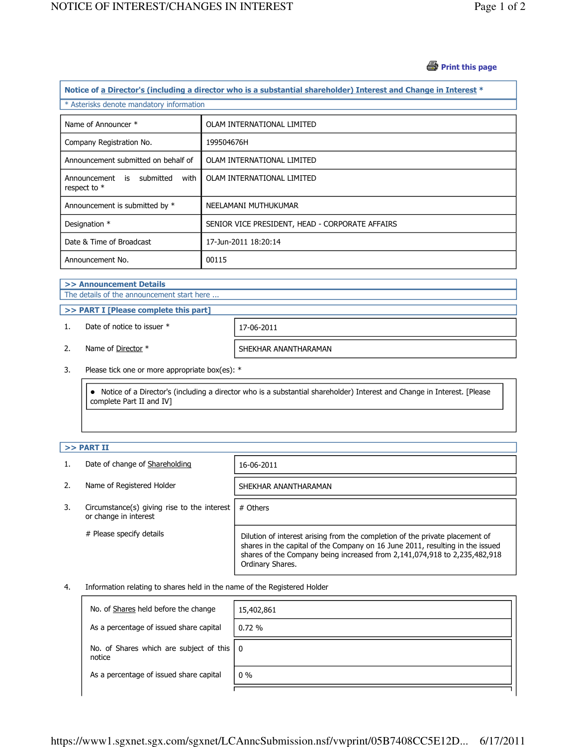Print this page

## Notice of a Director's (including a director who is a substantial shareholder) Interest and Change in Interest *

* Asterisks denote mandatory information

| | |
|---|---|
| Name of Announcer * | OLAM INTERNATIONAL LIMITED |
| Company Registration No. | 199504676H |
| Announcement submitted on behalf of | OLAM INTERNATIONAL LIMITED |
| Announcement is submitted with respect to * | OLAM INTERNATIONAL LIMITED |
| Announcement is submitted by * | NEELAMANI MUTHUKUMAR |
| Designation * | SENIOR VICE PRESIDENT, HEAD - CORPORATE AFFAIRS |
| Date & Time of Broadcast | 17-Jun-2011 18:20:14 |
| Announcement No. | 00115 |

### >> Announcement Details

The details of the announcement start here ...

### >> PART I [Please complete this part]

1. Date of notice to issuer * — 17-06-2011

2. Name of Director * — SHEKHAR ANANTHARAMAN

3. Please tick one or more appropriate box(es): *

   - Notice of a Director's (including a director who is a substantial shareholder) Interest and Change in Interest. [Please complete Part II and IV]

### >> PART II

1. Date of change of Shareholding — 16-06-2011

2. Name of Registered Holder — SHEKHAR ANANTHARAMAN

3. Circumstance(s) giving rise to the interest or change in interest — # Others

   # Please specify details — Dilution of interest arising from the completion of the private placement of shares in the capital of the Company on 16 June 2011, resulting in the issued shares of the Company being increased from 2,141,074,918 to 2,235,482,918 Ordinary Shares.

4. Information relating to shares held in the name of the Registered Holder

| | |
|---|---|
| No. of Shares held before the change | 15,402,861 |
| As a percentage of issued share capital | 0.72 % |
| No. of Shares which are subject of this notice | 0 |
| As a percentage of issued share capital | 0 % |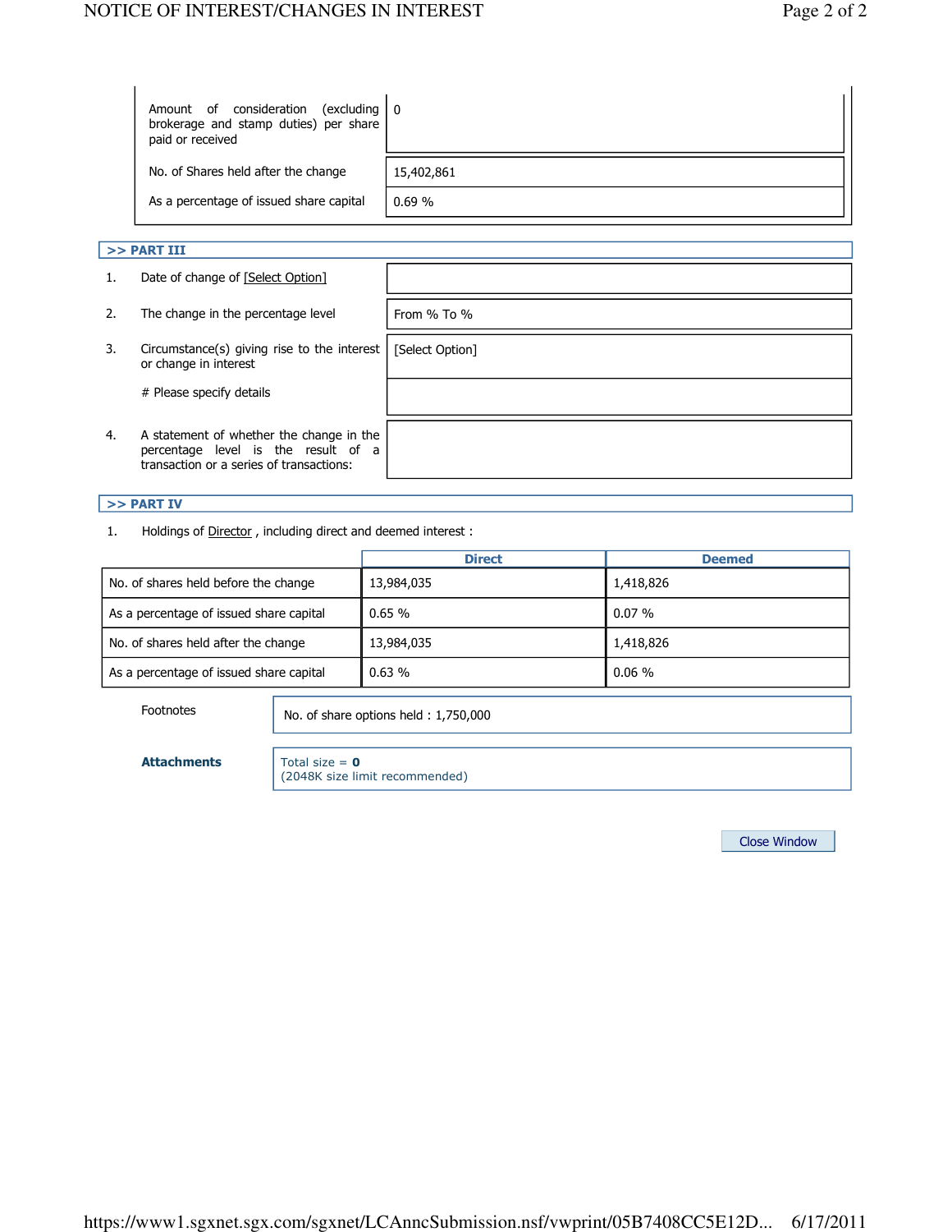| | |
|---|---|
| Amount of consideration (excluding brokerage and stamp duties) per share paid or received | 0 |
| No. of Shares held after the change | 15,402,861 |
| As a percentage of issued share capital | 0.69 % |

## >> PART III

| | | |
|---|---|---|
| 1. | Date of change of [Select Option] | |
| 2. | The change in the percentage level | From % To % |
| 3. | Circumstance(s) giving rise to the interest or change in interest | [Select Option] |
| | # Please specify details | |
| 4. | A statement of whether the change in the percentage level is the result of a transaction or a series of transactions: | |

## >> PART IV

1. Holdings of Director , including direct and deemed interest :

| | Direct | Deemed |
|---|---|---|
| No. of shares held before the change | 13,984,035 | 1,418,826 |
| As a percentage of issued share capital | 0.65 % | 0.07 % |
| No. of shares held after the change | 13,984,035 | 1,418,826 |
| As a percentage of issued share capital | 0.63 % | 0.06 % |

| | |
|---|---|
| Footnotes | No. of share options held : 1,750,000 |
| **Attachments** | Total size = **0** (2048K size limit recommended) |

Close Window